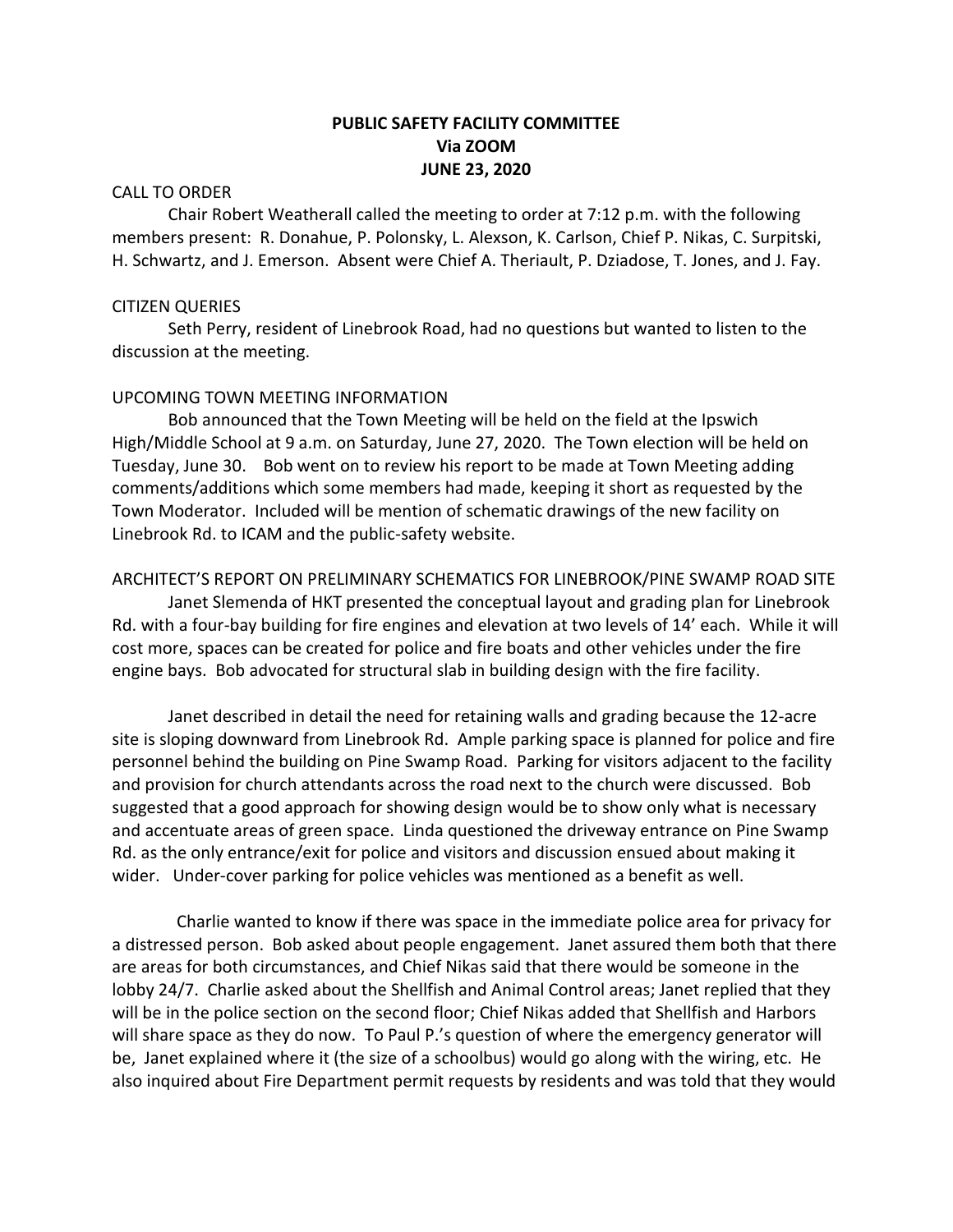# PUBLIC SAFETY FACILITY COMMITTEE
## Via ZOOM
## JUNE 23, 2020

CALL TO ORDER

Chair Robert Weatherall called the meeting to order at 7:12 p.m. with the following members present: R. Donahue, P. Polonsky, L. Alexson, K. Carlson, Chief P. Nikas, C. Surpitski, H. Schwartz, and J. Emerson. Absent were Chief A. Theriault, P. Dziadose, T. Jones, and J. Fay.

CITIZEN QUERIES

Seth Perry, resident of Linebrook Road, had no questions but wanted to listen to the discussion at the meeting.

UPCOMING TOWN MEETING INFORMATION

Bob announced that the Town Meeting will be held on the field at the Ipswich High/Middle School at 9 a.m. on Saturday, June 27, 2020. The Town election will be held on Tuesday, June 30. Bob went on to review his report to be made at Town Meeting adding comments/additions which some members had made, keeping it short as requested by the Town Moderator. Included will be mention of schematic drawings of the new facility on Linebrook Rd. to ICAM and the public-safety website.

ARCHITECT'S REPORT ON PRELIMINARY SCHEMATICS FOR LINEBROOK/PINE SWAMP ROAD SITE

Janet Slemenda of HKT presented the conceptual layout and grading plan for Linebrook Rd. with a four-bay building for fire engines and elevation at two levels of 14' each. While it will cost more, spaces can be created for police and fire boats and other vehicles under the fire engine bays. Bob advocated for structural slab in building design with the fire facility.

Janet described in detail the need for retaining walls and grading because the 12-acre site is sloping downward from Linebrook Rd. Ample parking space is planned for police and fire personnel behind the building on Pine Swamp Road. Parking for visitors adjacent to the facility and provision for church attendants across the road next to the church were discussed. Bob suggested that a good approach for showing design would be to show only what is necessary and accentuate areas of green space. Linda questioned the driveway entrance on Pine Swamp Rd. as the only entrance/exit for police and visitors and discussion ensued about making it wider. Under-cover parking for police vehicles was mentioned as a benefit as well.

Charlie wanted to know if there was space in the immediate police area for privacy for a distressed person. Bob asked about people engagement. Janet assured them both that there are areas for both circumstances, and Chief Nikas said that there would be someone in the lobby 24/7. Charlie asked about the Shellfish and Animal Control areas; Janet replied that they will be in the police section on the second floor; Chief Nikas added that Shellfish and Harbors will share space as they do now. To Paul P.'s question of where the emergency generator will be, Janet explained where it (the size of a schoolbus) would go along with the wiring, etc. He also inquired about Fire Department permit requests by residents and was told that they would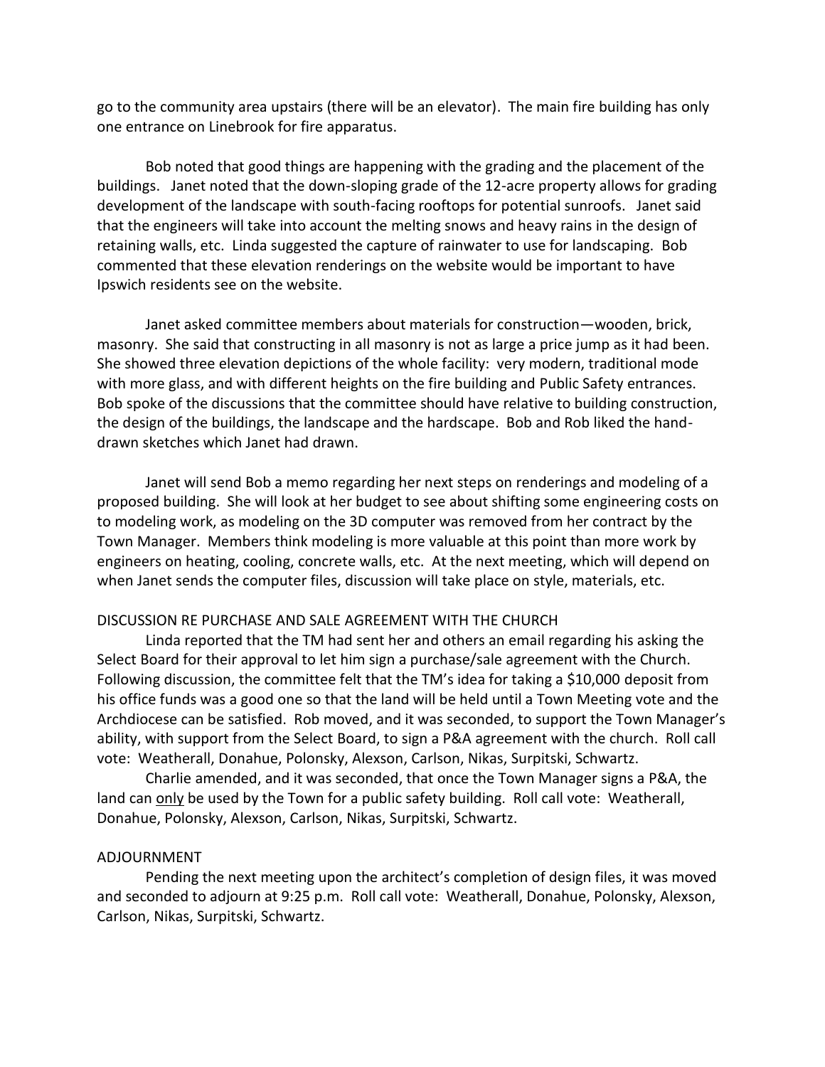go to the community area upstairs (there will be an elevator). The main fire building has only one entrance on Linebrook for fire apparatus.

Bob noted that good things are happening with the grading and the placement of the buildings. Janet noted that the down-sloping grade of the 12-acre property allows for grading development of the landscape with south-facing rooftops for potential sunroofs. Janet said that the engineers will take into account the melting snows and heavy rains in the design of retaining walls, etc. Linda suggested the capture of rainwater to use for landscaping. Bob commented that these elevation renderings on the website would be important to have Ipswich residents see on the website.

Janet asked committee members about materials for construction—wooden, brick, masonry. She said that constructing in all masonry is not as large a price jump as it had been. She showed three elevation depictions of the whole facility: very modern, traditional mode with more glass, and with different heights on the fire building and Public Safety entrances. Bob spoke of the discussions that the committee should have relative to building construction, the design of the buildings, the landscape and the hardscape. Bob and Rob liked the hand-drawn sketches which Janet had drawn.

Janet will send Bob a memo regarding her next steps on renderings and modeling of a proposed building. She will look at her budget to see about shifting some engineering costs on to modeling work, as modeling on the 3D computer was removed from her contract by the Town Manager. Members think modeling is more valuable at this point than more work by engineers on heating, cooling, concrete walls, etc. At the next meeting, which will depend on when Janet sends the computer files, discussion will take place on style, materials, etc.

DISCUSSION RE PURCHASE AND SALE AGREEMENT WITH THE CHURCH

Linda reported that the TM had sent her and others an email regarding his asking the Select Board for their approval to let him sign a purchase/sale agreement with the Church. Following discussion, the committee felt that the TM's idea for taking a $10,000 deposit from his office funds was a good one so that the land will be held until a Town Meeting vote and the Archdiocese can be satisfied. Rob moved, and it was seconded, to support the Town Manager's ability, with support from the Select Board, to sign a P&A agreement with the church. Roll call vote: Weatherall, Donahue, Polonsky, Alexson, Carlson, Nikas, Surpitski, Schwartz.

Charlie amended, and it was seconded, that once the Town Manager signs a P&A, the land can <u>only</u> be used by the Town for a public safety building. Roll call vote: Weatherall, Donahue, Polonsky, Alexson, Carlson, Nikas, Surpitski, Schwartz.

ADJOURNMENT

Pending the next meeting upon the architect's completion of design files, it was moved and seconded to adjourn at 9:25 p.m. Roll call vote: Weatherall, Donahue, Polonsky, Alexson, Carlson, Nikas, Surpitski, Schwartz.